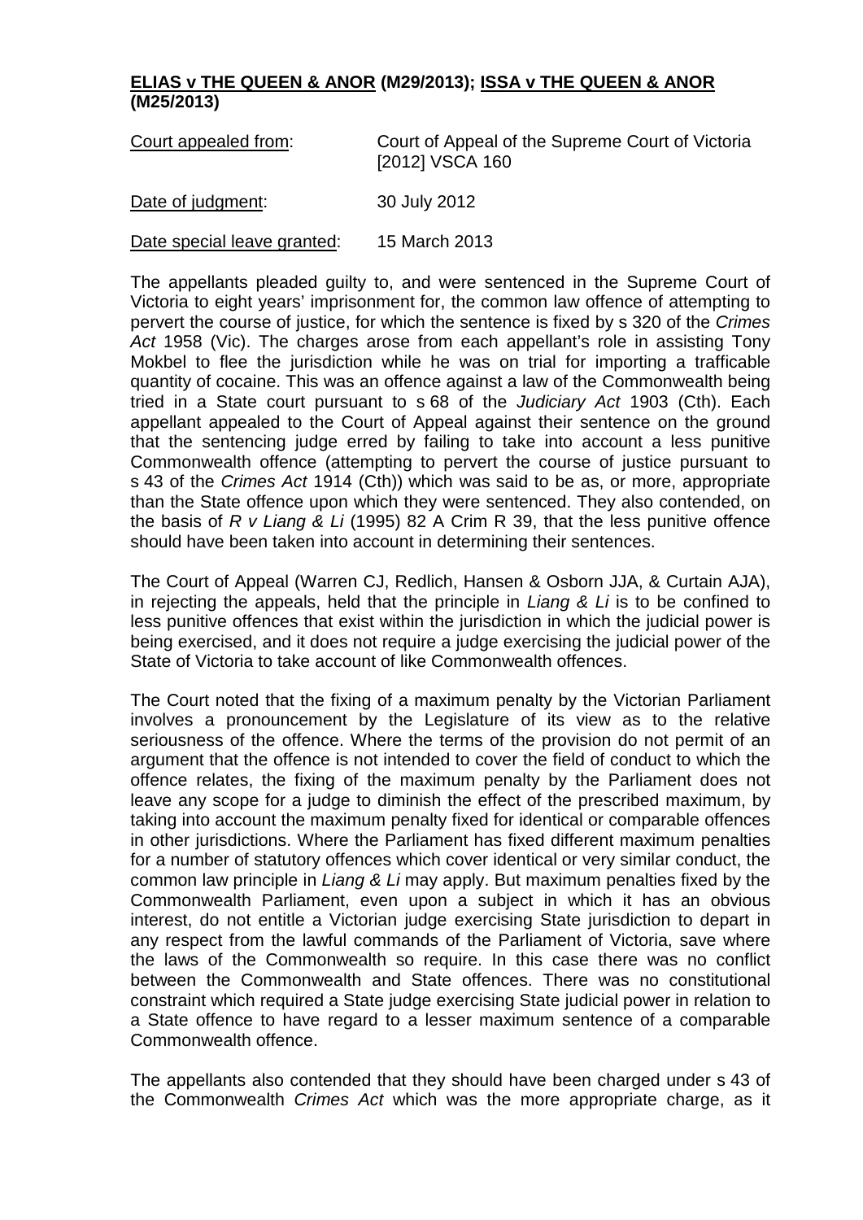**ELIAS v THE QUEEN & ANOR (M29/2013); ISSA v THE QUEEN & ANOR (M25/2013)**

| | |
|---|---|
| Court appealed from: | Court of Appeal of the Supreme Court of Victoria [2012] VSCA 160 |
| Date of judgment: | 30 July 2012 |
| Date special leave granted: | 15 March 2013 |

The appellants pleaded guilty to, and were sentenced in the Supreme Court of Victoria to eight years' imprisonment for, the common law offence of attempting to pervert the course of justice, for which the sentence is fixed by s 320 of the *Crimes Act* 1958 (Vic). The charges arose from each appellant's role in assisting Tony Mokbel to flee the jurisdiction while he was on trial for importing a trafficable quantity of cocaine. This was an offence against a law of the Commonwealth being tried in a State court pursuant to s 68 of the *Judiciary Act* 1903 (Cth). Each appellant appealed to the Court of Appeal against their sentence on the ground that the sentencing judge erred by failing to take into account a less punitive Commonwealth offence (attempting to pervert the course of justice pursuant to s 43 of the *Crimes Act* 1914 (Cth)) which was said to be as, or more, appropriate than the State offence upon which they were sentenced. They also contended, on the basis of *R v Liang & Li* (1995) 82 A Crim R 39, that the less punitive offence should have been taken into account in determining their sentences.

The Court of Appeal (Warren CJ, Redlich, Hansen & Osborn JJA, & Curtain AJA), in rejecting the appeals, held that the principle in *Liang & Li* is to be confined to less punitive offences that exist within the jurisdiction in which the judicial power is being exercised, and it does not require a judge exercising the judicial power of the State of Victoria to take account of like Commonwealth offences.

The Court noted that the fixing of a maximum penalty by the Victorian Parliament involves a pronouncement by the Legislature of its view as to the relative seriousness of the offence. Where the terms of the provision do not permit of an argument that the offence is not intended to cover the field of conduct to which the offence relates, the fixing of the maximum penalty by the Parliament does not leave any scope for a judge to diminish the effect of the prescribed maximum, by taking into account the maximum penalty fixed for identical or comparable offences in other jurisdictions. Where the Parliament has fixed different maximum penalties for a number of statutory offences which cover identical or very similar conduct, the common law principle in *Liang & Li* may apply. But maximum penalties fixed by the Commonwealth Parliament, even upon a subject in which it has an obvious interest, do not entitle a Victorian judge exercising State jurisdiction to depart in any respect from the lawful commands of the Parliament of Victoria, save where the laws of the Commonwealth so require. In this case there was no conflict between the Commonwealth and State offences. There was no constitutional constraint which required a State judge exercising State judicial power in relation to a State offence to have regard to a lesser maximum sentence of a comparable Commonwealth offence.

The appellants also contended that they should have been charged under s 43 of the Commonwealth *Crimes Act* which was the more appropriate charge, as it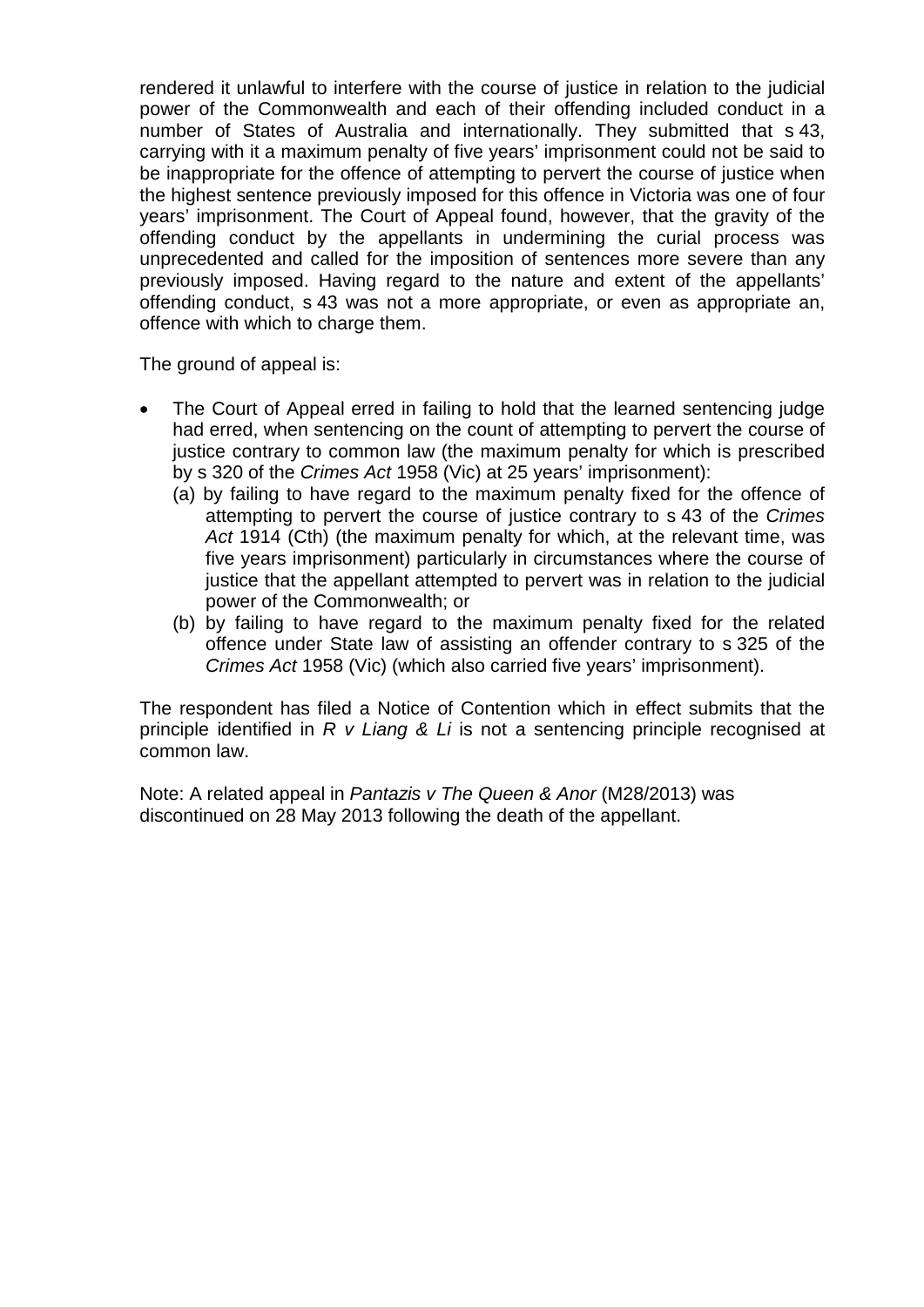rendered it unlawful to interfere with the course of justice in relation to the judicial power of the Commonwealth and each of their offending included conduct in a number of States of Australia and internationally. They submitted that s 43, carrying with it a maximum penalty of five years' imprisonment could not be said to be inappropriate for the offence of attempting to pervert the course of justice when the highest sentence previously imposed for this offence in Victoria was one of four years' imprisonment. The Court of Appeal found, however, that the gravity of the offending conduct by the appellants in undermining the curial process was unprecedented and called for the imposition of sentences more severe than any previously imposed. Having regard to the nature and extent of the appellants' offending conduct, s 43 was not a more appropriate, or even as appropriate an, offence with which to charge them.

The ground of appeal is:

- The Court of Appeal erred in failing to hold that the learned sentencing judge had erred, when sentencing on the count of attempting to pervert the course of justice contrary to common law (the maximum penalty for which is prescribed by s 320 of the *Crimes Act* 1958 (Vic) at 25 years' imprisonment):
  - (a) by failing to have regard to the maximum penalty fixed for the offence of attempting to pervert the course of justice contrary to s 43 of the *Crimes Act* 1914 (Cth) (the maximum penalty for which, at the relevant time, was five years imprisonment) particularly in circumstances where the course of justice that the appellant attempted to pervert was in relation to the judicial power of the Commonwealth; or
  - (b) by failing to have regard to the maximum penalty fixed for the related offence under State law of assisting an offender contrary to s 325 of the *Crimes Act* 1958 (Vic) (which also carried five years' imprisonment).

The respondent has filed a Notice of Contention which in effect submits that the principle identified in *R v Liang & Li* is not a sentencing principle recognised at common law.

Note: A related appeal in *Pantazis v The Queen & Anor* (M28/2013) was discontinued on 28 May 2013 following the death of the appellant.